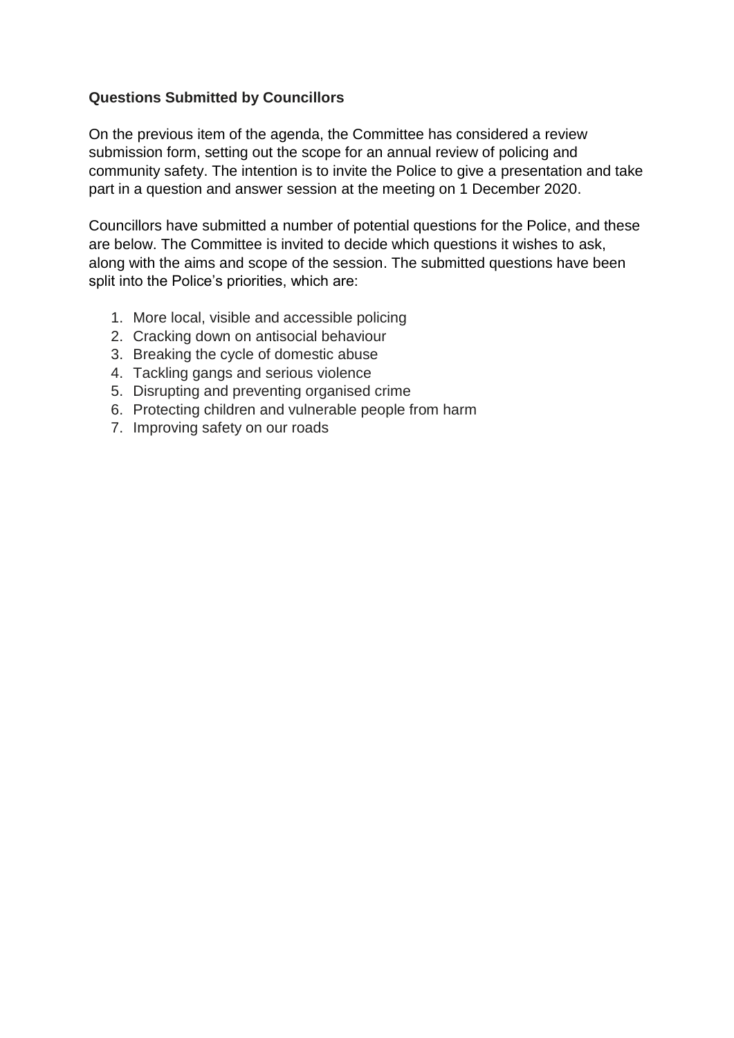**Questions Submitted by Councillors**

On the previous item of the agenda, the Committee has considered a review submission form, setting out the scope for an annual review of policing and community safety. The intention is to invite the Police to give a presentation and take part in a question and answer session at the meeting on 1 December 2020.

Councillors have submitted a number of potential questions for the Police, and these are below. The Committee is invited to decide which questions it wishes to ask, along with the aims and scope of the session. The submitted questions have been split into the Police's priorities, which are:

1. More local, visible and accessible policing
2. Cracking down on antisocial behaviour
3. Breaking the cycle of domestic abuse
4. Tackling gangs and serious violence
5. Disrupting and preventing organised crime
6. Protecting children and vulnerable people from harm
7. Improving safety on our roads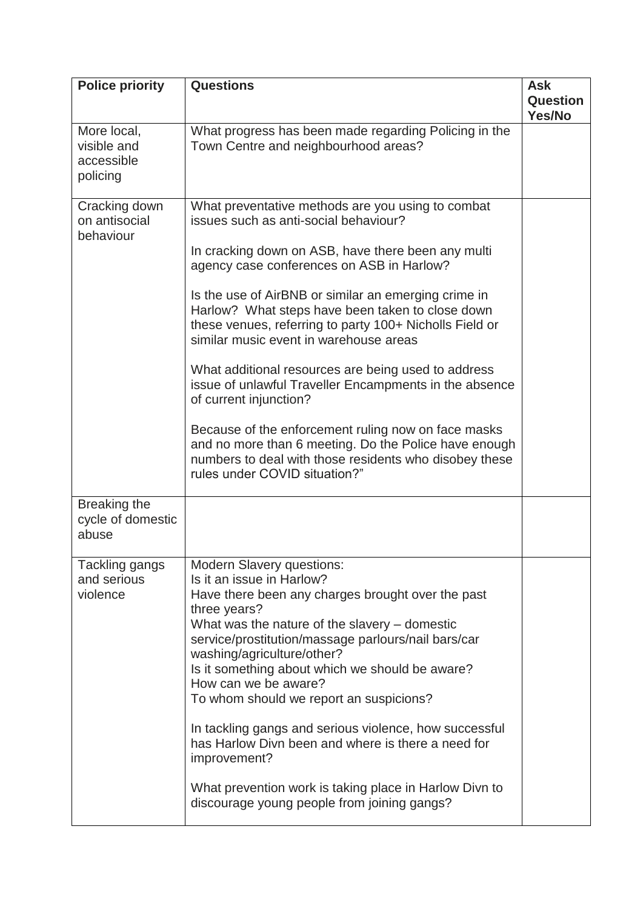| Police priority | Questions | Ask Question Yes/No |
|---|---|---|
| More local, visible and accessible policing | What progress has been made regarding Policing in the Town Centre and neighbourhood areas? | |
| Cracking down on antisocial behaviour | What preventative methods are you using to combat issues such as anti-social behaviour?<br><br>In cracking down on ASB, have there been any multi agency case conferences on ASB in Harlow?<br><br>Is the use of AirBNB or similar an emerging crime in Harlow? What steps have been taken to close down these venues, referring to party 100+ Nicholls Field or similar music event in warehouse areas<br><br>What additional resources are being used to address issue of unlawful Traveller Encampments in the absence of current injunction?<br><br>Because of the enforcement ruling now on face masks and no more than 6 meeting. Do the Police have enough numbers to deal with those residents who disobey these rules under COVID situation?" | |
| Breaking the cycle of domestic abuse | | |
| Tackling gangs and serious violence | Modern Slavery questions:<br>Is it an issue in Harlow?<br>Have there been any charges brought over the past three years?<br>What was the nature of the slavery – domestic service/prostitution/massage parlours/nail bars/car washing/agriculture/other?<br>Is it something about which we should be aware?<br>How can we be aware?<br>To whom should we report an suspicions?<br><br>In tackling gangs and serious violence, how successful has Harlow Divn been and where is there a need for improvement?<br><br>What prevention work is taking place in Harlow Divn to discourage young people from joining gangs? | |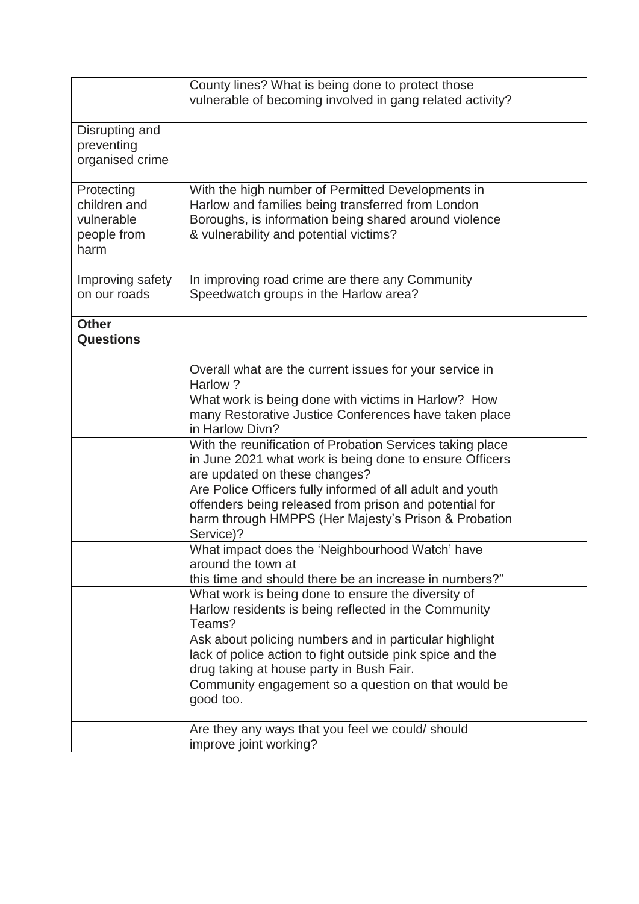| | | |
|---|---|---|
| | County lines? What is being done to protect those vulnerable of becoming involved in gang related activity? | |
| Disrupting and preventing organised crime | | |
| Protecting children and vulnerable people from harm | With the high number of Permitted Developments in Harlow and families being transferred from London Boroughs, is information being shared around violence & vulnerability and potential victims? | |
| Improving safety on our roads | In improving road crime are there any Community Speedwatch groups in the Harlow area? | |
| **Other Questions** | | |
| | Overall what are the current issues for your service in Harlow ? | |
| | What work is being done with victims in Harlow? How many Restorative Justice Conferences have taken place in Harlow Divn? | |
| | With the reunification of Probation Services taking place in June 2021 what work is being done to ensure Officers are updated on these changes? | |
| | Are Police Officers fully informed of all adult and youth offenders being released from prison and potential for harm through HMPPS (Her Majesty's Prison & Probation Service)? | |
| | What impact does the 'Neighbourhood Watch' have around the town at this time and should there be an increase in numbers?" | |
| | What work is being done to ensure the diversity of Harlow residents is being reflected in the Community Teams? | |
| | Ask about policing numbers and in particular highlight lack of police action to fight outside pink spice and the drug taking at house party in Bush Fair. | |
| | Community engagement so a question on that would be good too. | |
| | Are they any ways that you feel we could/ should improve joint working? | |